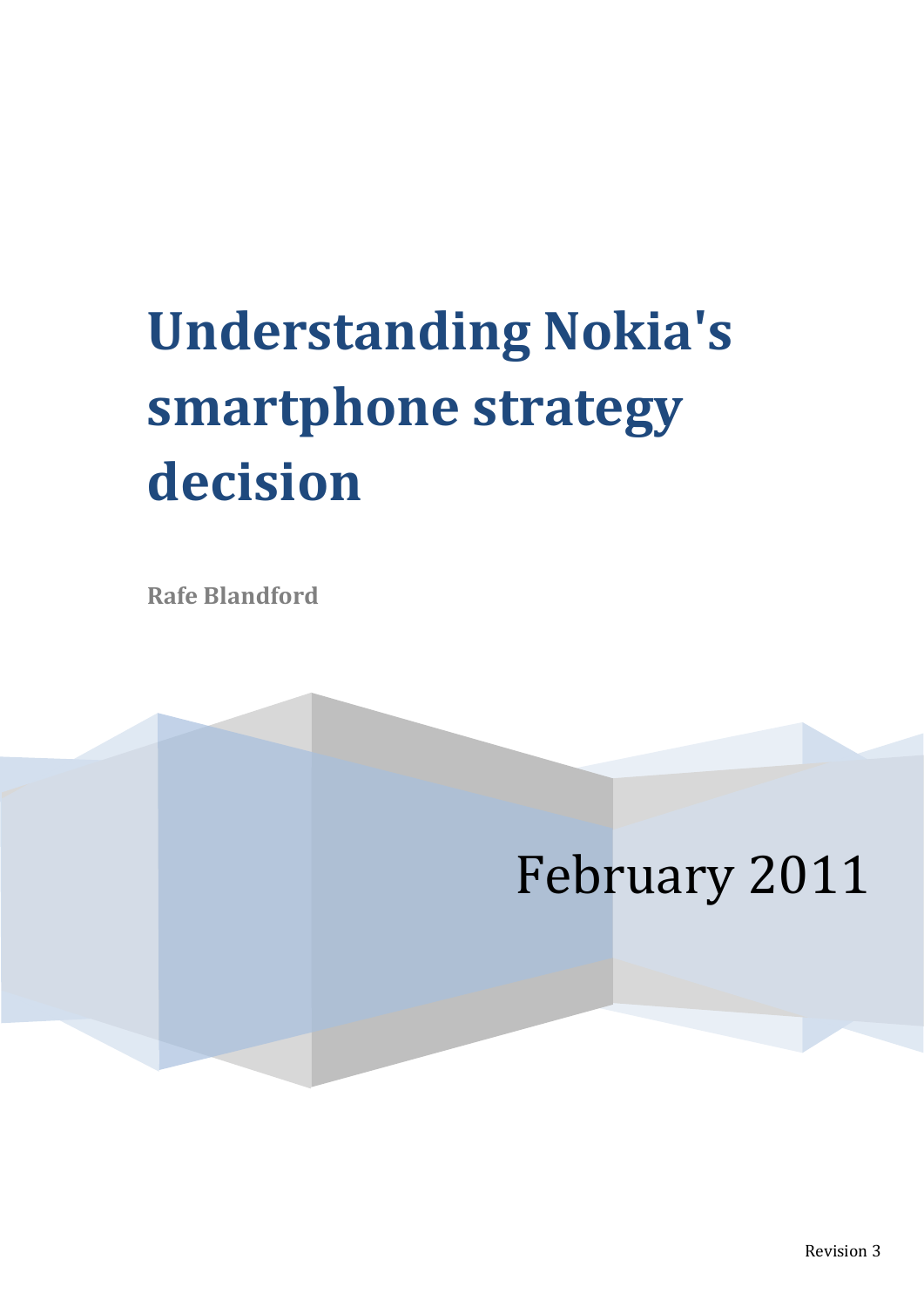# Understanding Nokia's smartphone strategy decision

**Rafe Blandford**

February 2011

Revision 3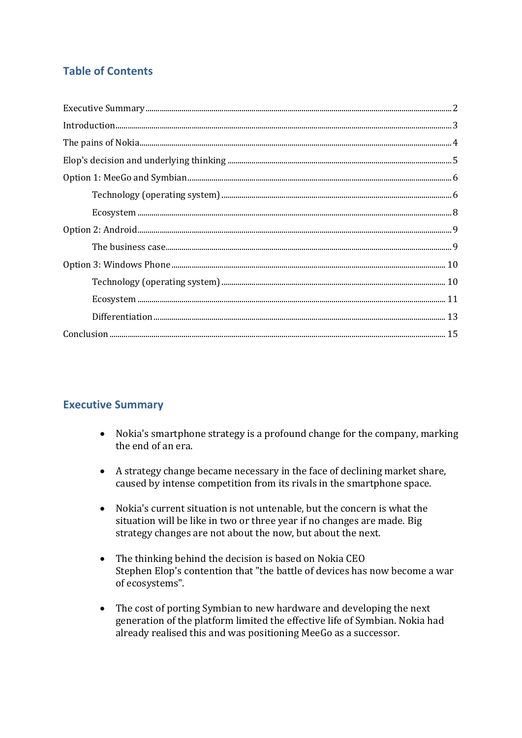## Table of Contents

Executive Summary ........ 2
Introduction ........ 3
The pains of Nokia ........ 4
Elop's decision and underlying thinking ........ 5
Option 1: MeeGo and Symbian ........ 6
    Technology (operating system) ........ 6
    Ecosystem ........ 8
Option 2: Android ........ 9
    The business case ........ 9
Option 3: Windows Phone ........ 10
    Technology (operating system) ........ 10
    Ecosystem ........ 11
    Differentiation ........ 13
Conclusion ........ 15

## Executive Summary

- Nokia's smartphone strategy is a profound change for the company, marking the end of an era.
- A strategy change became necessary in the face of declining market share, caused by intense competition from its rivals in the smartphone space.
- Nokia's current situation is not untenable, but the concern is what the situation will be like in two or three year if no changes are made. Big strategy changes are not about the now, but about the next.
- The thinking behind the decision is based on Nokia CEO Stephen Elop's contention that "the battle of devices has now become a war of ecosystems".
- The cost of porting Symbian to new hardware and developing the next generation of the platform limited the effective life of Symbian. Nokia had already realised this and was positioning MeeGo as a successor.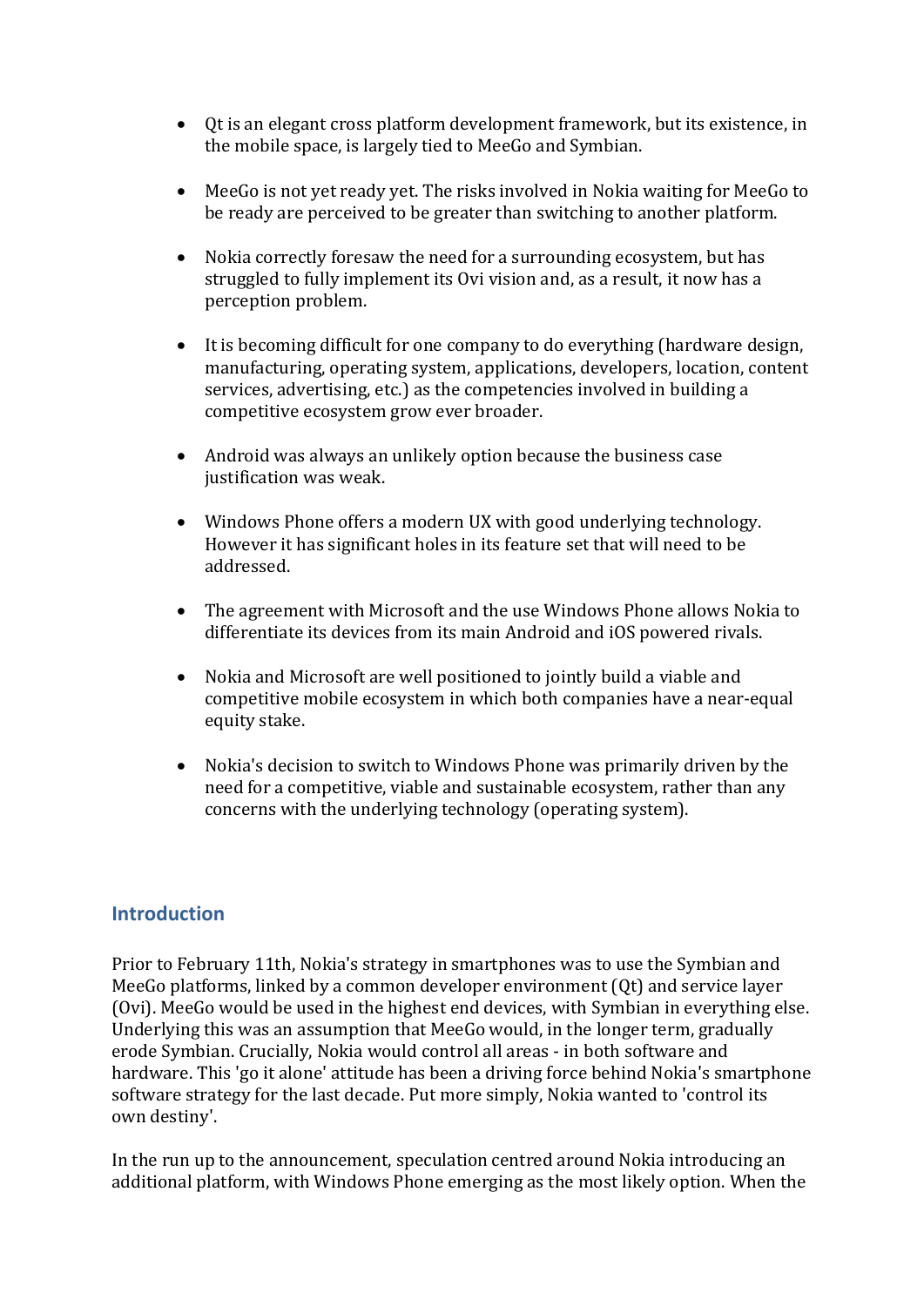- Qt is an elegant cross platform development framework, but its existence, in the mobile space, is largely tied to MeeGo and Symbian.

- MeeGo is not yet ready yet. The risks involved in Nokia waiting for MeeGo to be ready are perceived to be greater than switching to another platform.

- Nokia correctly foresaw the need for a surrounding ecosystem, but has struggled to fully implement its Ovi vision and, as a result, it now has a perception problem.

- It is becoming difficult for one company to do everything (hardware design, manufacturing, operating system, applications, developers, location, content services, advertising, etc.) as the competencies involved in building a competitive ecosystem grow ever broader.

- Android was always an unlikely option because the business case justification was weak.

- Windows Phone offers a modern UX with good underlying technology. However it has significant holes in its feature set that will need to be addressed.

- The agreement with Microsoft and the use Windows Phone allows Nokia to differentiate its devices from its main Android and iOS powered rivals.

- Nokia and Microsoft are well positioned to jointly build a viable and competitive mobile ecosystem in which both companies have a near-equal equity stake.

- Nokia's decision to switch to Windows Phone was primarily driven by the need for a competitive, viable and sustainable ecosystem, rather than any concerns with the underlying technology (operating system).

## Introduction

Prior to February 11th, Nokia's strategy in smartphones was to use the Symbian and MeeGo platforms, linked by a common developer environment (Qt) and service layer (Ovi). MeeGo would be used in the highest end devices, with Symbian in everything else. Underlying this was an assumption that MeeGo would, in the longer term, gradually erode Symbian. Crucially, Nokia would control all areas - in both software and hardware. This 'go it alone' attitude has been a driving force behind Nokia's smartphone software strategy for the last decade. Put more simply, Nokia wanted to 'control its own destiny'.

In the run up to the announcement, speculation centred around Nokia introducing an additional platform, with Windows Phone emerging as the most likely option. When the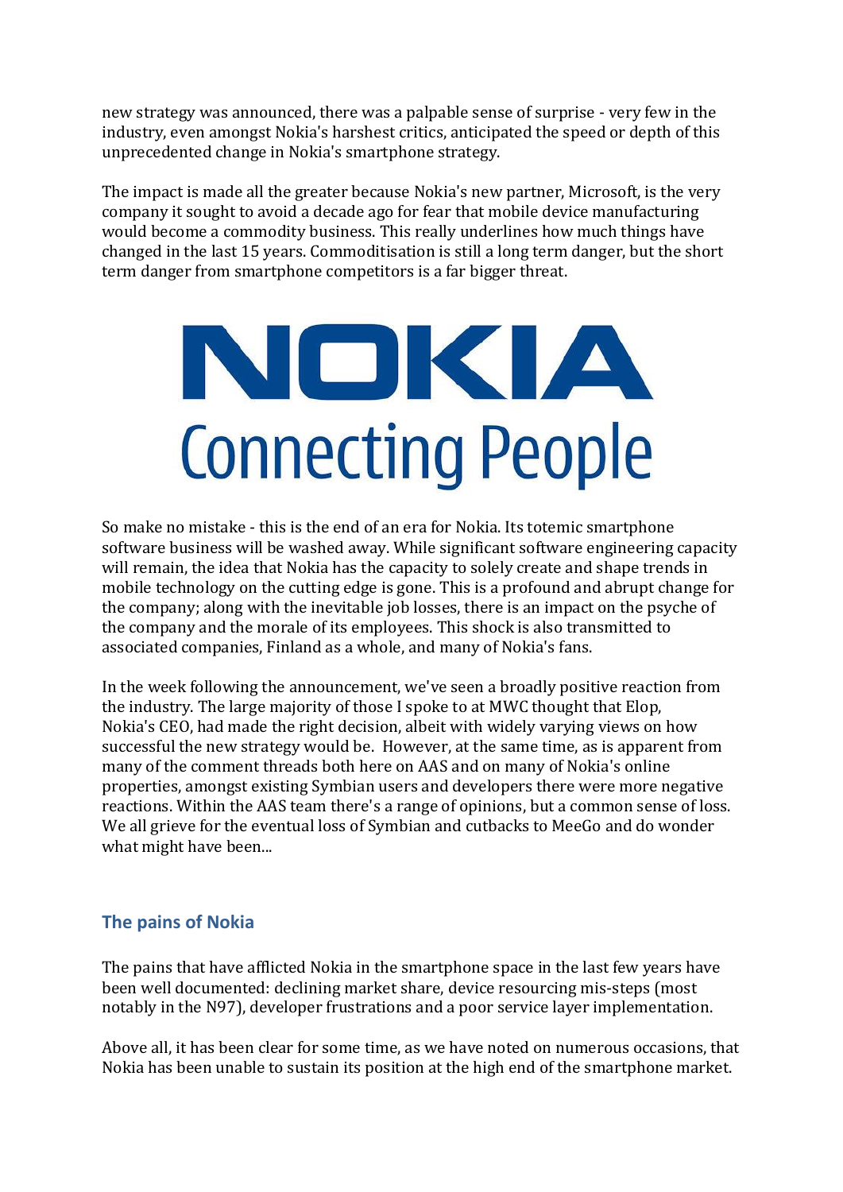new strategy was announced, there was a palpable sense of surprise - very few in the industry, even amongst Nokia's harshest critics, anticipated the speed or depth of this unprecedented change in Nokia's smartphone strategy.

The impact is made all the greater because Nokia's new partner, Microsoft, is the very company it sought to avoid a decade ago for fear that mobile device manufacturing would become a commodity business. This really underlines how much things have changed in the last 15 years. Commoditisation is still a long term danger, but the short term danger from smartphone competitors is a far bigger threat.

So make no mistake - this is the end of an era for Nokia. Its totemic smartphone software business will be washed away. While significant software engineering capacity will remain, the idea that Nokia has the capacity to solely create and shape trends in mobile technology on the cutting edge is gone. This is a profound and abrupt change for the company; along with the inevitable job losses, there is an impact on the psyche of the company and the morale of its employees. This shock is also transmitted to associated companies, Finland as a whole, and many of Nokia's fans.

In the week following the announcement, we've seen a broadly positive reaction from the industry. The large majority of those I spoke to at MWC thought that Elop, Nokia's CEO, had made the right decision, albeit with widely varying views on how successful the new strategy would be. However, at the same time, as is apparent from many of the comment threads both here on AAS and on many of Nokia's online properties, amongst existing Symbian users and developers there were more negative reactions. Within the AAS team there's a range of opinions, but a common sense of loss. We all grieve for the eventual loss of Symbian and cutbacks to MeeGo and do wonder what might have been...

## The pains of Nokia

The pains that have afflicted Nokia in the smartphone space in the last few years have been well documented: declining market share, device resourcing mis-steps (most notably in the N97), developer frustrations and a poor service layer implementation.

Above all, it has been clear for some time, as we have noted on numerous occasions, that Nokia has been unable to sustain its position at the high end of the smartphone market.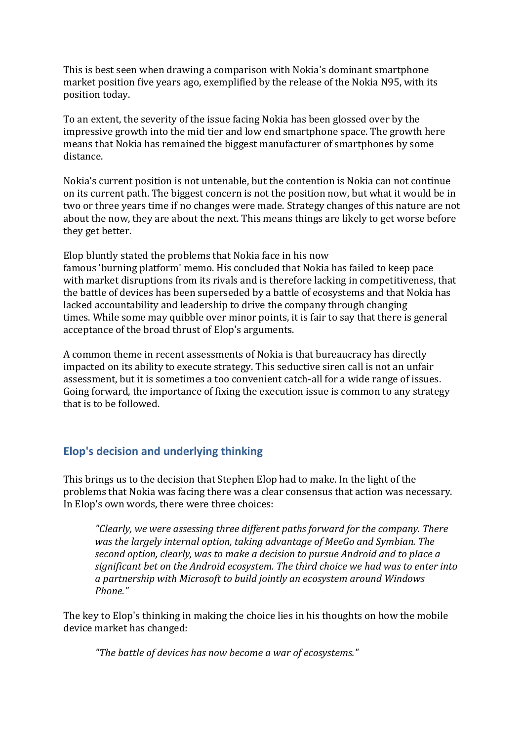This is best seen when drawing a comparison with Nokia's dominant smartphone market position five years ago, exemplified by the release of the Nokia N95, with its position today.

To an extent, the severity of the issue facing Nokia has been glossed over by the impressive growth into the mid tier and low end smartphone space. The growth here means that Nokia has remained the biggest manufacturer of smartphones by some distance.

Nokia's current position is not untenable, but the contention is Nokia can not continue on its current path. The biggest concern is not the position now, but what it would be in two or three years time if no changes were made. Strategy changes of this nature are not about the now, they are about the next. This means things are likely to get worse before they get better.

Elop bluntly stated the problems that Nokia face in his now famous 'burning platform' memo. His concluded that Nokia has failed to keep pace with market disruptions from its rivals and is therefore lacking in competitiveness, that the battle of devices has been superseded by a battle of ecosystems and that Nokia has lacked accountability and leadership to drive the company through changing times. While some may quibble over minor points, it is fair to say that there is general acceptance of the broad thrust of Elop's arguments.

A common theme in recent assessments of Nokia is that bureaucracy has directly impacted on its ability to execute strategy. This seductive siren call is not an unfair assessment, but it is sometimes a too convenient catch-all for a wide range of issues. Going forward, the importance of fixing the execution issue is common to any strategy that is to be followed.

## Elop's decision and underlying thinking

This brings us to the decision that Stephen Elop had to make. In the light of the problems that Nokia was facing there was a clear consensus that action was necessary. In Elop's own words, there were three choices:

> *"Clearly, we were assessing three different paths forward for the company. There was the largely internal option, taking advantage of MeeGo and Symbian. The second option, clearly, was to make a decision to pursue Android and to place a significant bet on the Android ecosystem. The third choice we had was to enter into a partnership with Microsoft to build jointly an ecosystem around Windows Phone."*

The key to Elop's thinking in making the choice lies in his thoughts on how the mobile device market has changed:

> *"The battle of devices has now become a war of ecosystems."*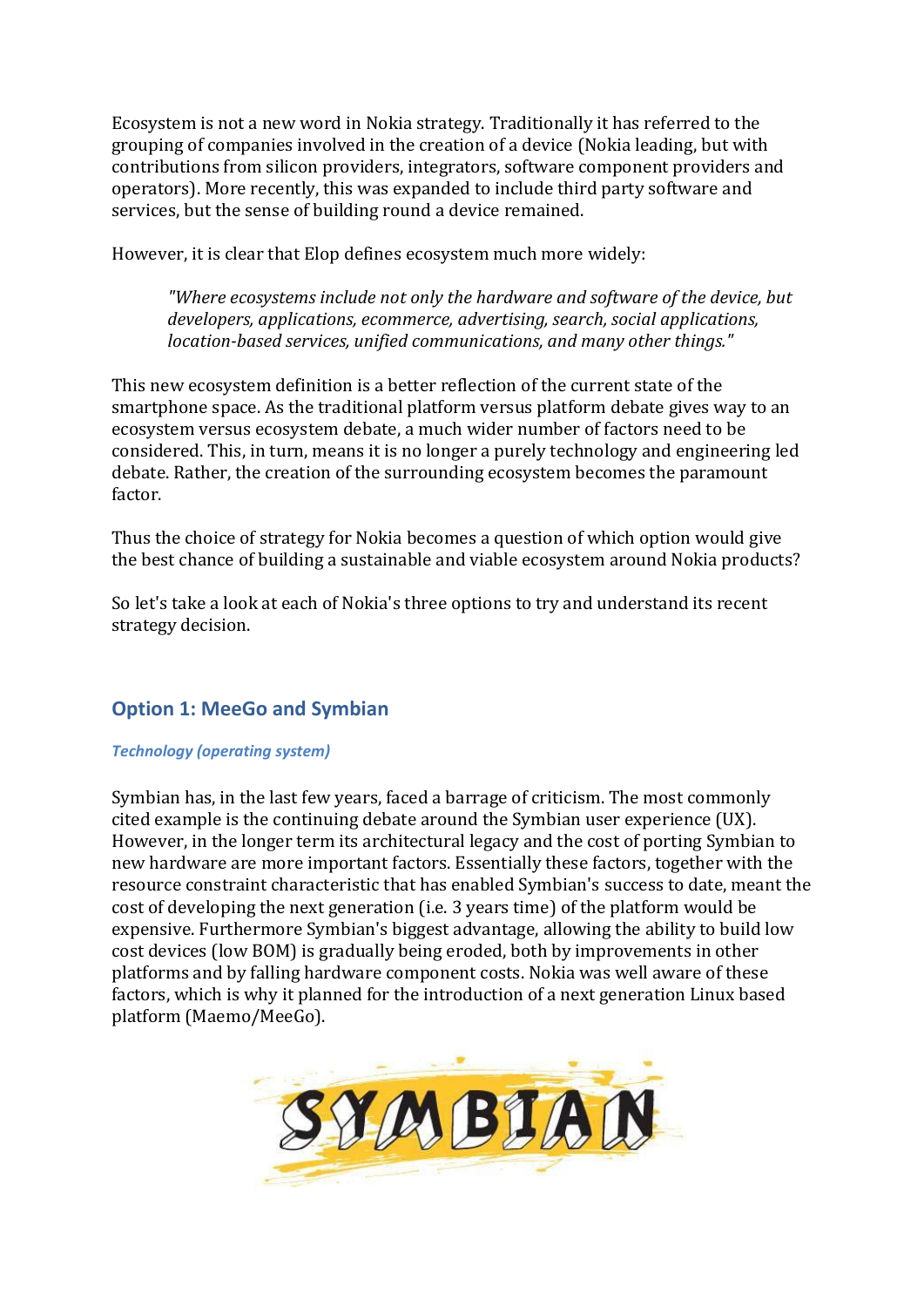Ecosystem is not a new word in Nokia strategy. Traditionally it has referred to the grouping of companies involved in the creation of a device (Nokia leading, but with contributions from silicon providers, integrators, software component providers and operators). More recently, this was expanded to include third party software and services, but the sense of building round a device remained.

However, it is clear that Elop defines ecosystem much more widely:

> *"Where ecosystems include not only the hardware and software of the device, but developers, applications, ecommerce, advertising, search, social applications, location-based services, unified communications, and many other things."*

This new ecosystem definition is a better reflection of the current state of the smartphone space. As the traditional platform versus platform debate gives way to an ecosystem versus ecosystem debate, a much wider number of factors need to be considered. This, in turn, means it is no longer a purely technology and engineering led debate. Rather, the creation of the surrounding ecosystem becomes the paramount factor.

Thus the choice of strategy for Nokia becomes a question of which option would give the best chance of building a sustainable and viable ecosystem around Nokia products?

So let's take a look at each of Nokia's three options to try and understand its recent strategy decision.

## Option 1: MeeGo and Symbian

#### *Technology (operating system)*

Symbian has, in the last few years, faced a barrage of criticism. The most commonly cited example is the continuing debate around the Symbian user experience (UX). However, in the longer term its architectural legacy and the cost of porting Symbian to new hardware are more important factors. Essentially these factors, together with the resource constraint characteristic that has enabled Symbian's success to date, meant the cost of developing the next generation (i.e. 3 years time) of the platform would be expensive. Furthermore Symbian's biggest advantage, allowing the ability to build low cost devices (low BOM) is gradually being eroded, both by improvements in other platforms and by falling hardware component costs. Nokia was well aware of these factors, which is why it planned for the introduction of a next generation Linux based platform (Maemo/MeeGo).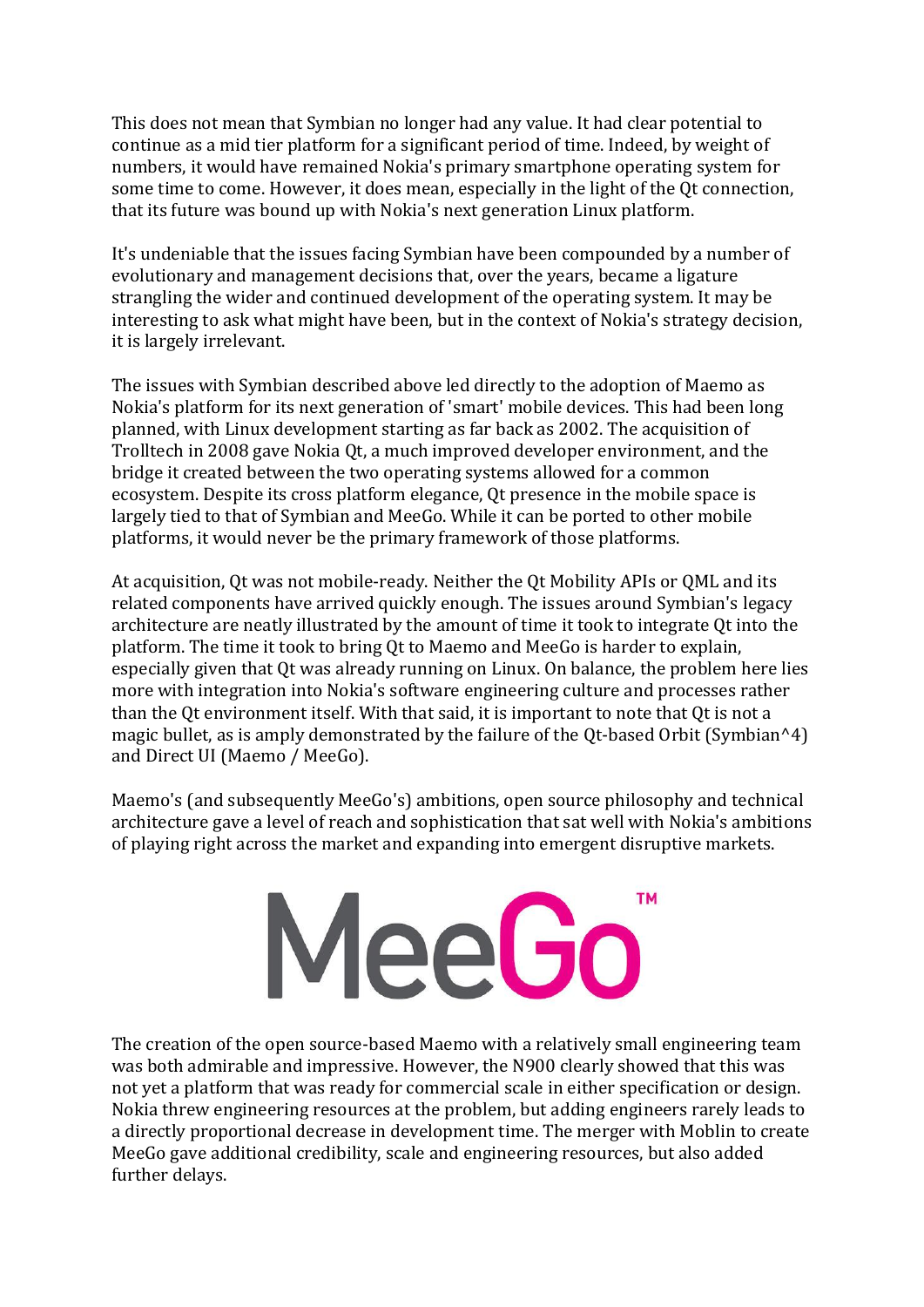This does not mean that Symbian no longer had any value. It had clear potential to continue as a mid tier platform for a significant period of time. Indeed, by weight of numbers, it would have remained Nokia's primary smartphone operating system for some time to come. However, it does mean, especially in the light of the Qt connection, that its future was bound up with Nokia's next generation Linux platform.

It's undeniable that the issues facing Symbian have been compounded by a number of evolutionary and management decisions that, over the years, became a ligature strangling the wider and continued development of the operating system. It may be interesting to ask what might have been, but in the context of Nokia's strategy decision, it is largely irrelevant.

The issues with Symbian described above led directly to the adoption of Maemo as Nokia's platform for its next generation of 'smart' mobile devices. This had been long planned, with Linux development starting as far back as 2002. The acquisition of Trolltech in 2008 gave Nokia Qt, a much improved developer environment, and the bridge it created between the two operating systems allowed for a common ecosystem. Despite its cross platform elegance, Qt presence in the mobile space is largely tied to that of Symbian and MeeGo. While it can be ported to other mobile platforms, it would never be the primary framework of those platforms.

At acquisition, Qt was not mobile-ready. Neither the Qt Mobility APIs or QML and its related components have arrived quickly enough. The issues around Symbian's legacy architecture are neatly illustrated by the amount of time it took to integrate Qt into the platform. The time it took to bring Qt to Maemo and MeeGo is harder to explain, especially given that Qt was already running on Linux. On balance, the problem here lies more with integration into Nokia's software engineering culture and processes rather than the Qt environment itself. With that said, it is important to note that Qt is not a magic bullet, as is amply demonstrated by the failure of the Qt-based Orbit (Symbian^4) and Direct UI (Maemo / MeeGo).

Maemo's (and subsequently MeeGo's) ambitions, open source philosophy and technical architecture gave a level of reach and sophistication that sat well with Nokia's ambitions of playing right across the market and expanding into emergent disruptive markets.

MeeGo™

The creation of the open source-based Maemo with a relatively small engineering team was both admirable and impressive. However, the N900 clearly showed that this was not yet a platform that was ready for commercial scale in either specification or design. Nokia threw engineering resources at the problem, but adding engineers rarely leads to a directly proportional decrease in development time. The merger with Moblin to create MeeGo gave additional credibility, scale and engineering resources, but also added further delays.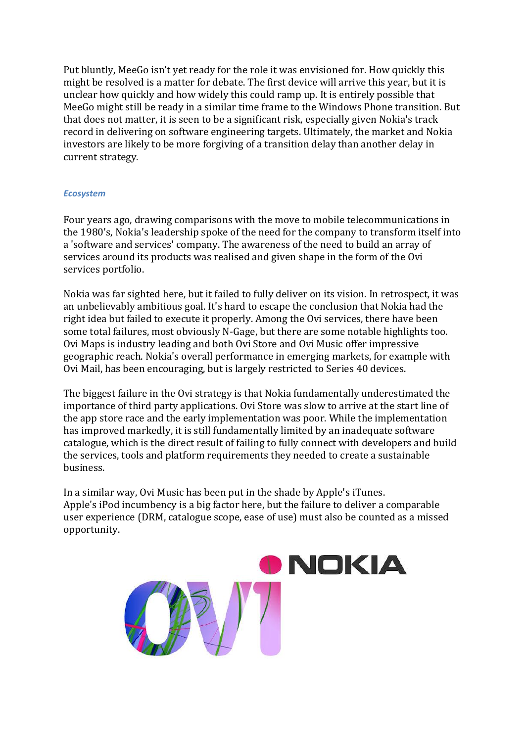Put bluntly, MeeGo isn't yet ready for the role it was envisioned for. How quickly this might be resolved is a matter for debate. The first device will arrive this year, but it is unclear how quickly and how widely this could ramp up. It is entirely possible that MeeGo might still be ready in a similar time frame to the Windows Phone transition. But that does not matter, it is seen to be a significant risk, especially given Nokia's track record in delivering on software engineering targets. Ultimately, the market and Nokia investors are likely to be more forgiving of a transition delay than another delay in current strategy.

### *Ecosystem*

Four years ago, drawing comparisons with the move to mobile telecommunications in the 1980's, Nokia's leadership spoke of the need for the company to transform itself into a 'software and services' company. The awareness of the need to build an array of services around its products was realised and given shape in the form of the Ovi services portfolio.

Nokia was far sighted here, but it failed to fully deliver on its vision. In retrospect, it was an unbelievably ambitious goal. It's hard to escape the conclusion that Nokia had the right idea but failed to execute it properly. Among the Ovi services, there have been some total failures, most obviously N-Gage, but there are some notable highlights too. Ovi Maps is industry leading and both Ovi Store and Ovi Music offer impressive geographic reach. Nokia's overall performance in emerging markets, for example with Ovi Mail, has been encouraging, but is largely restricted to Series 40 devices.

The biggest failure in the Ovi strategy is that Nokia fundamentally underestimated the importance of third party applications. Ovi Store was slow to arrive at the start line of the app store race and the early implementation was poor. While the implementation has improved markedly, it is still fundamentally limited by an inadequate software catalogue, which is the direct result of failing to fully connect with developers and build the services, tools and platform requirements they needed to create a sustainable business.

In a similar way, Ovi Music has been put in the shade by Apple's iTunes. Apple's iPod incumbency is a big factor here, but the failure to deliver a comparable user experience (DRM, catalogue scope, ease of use) must also be counted as a missed opportunity.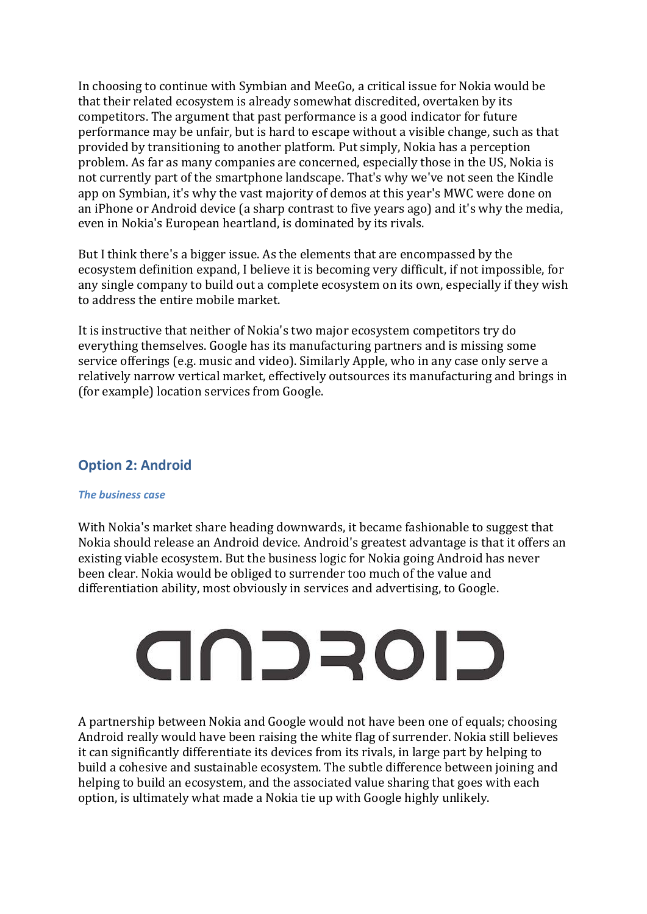In choosing to continue with Symbian and MeeGo, a critical issue for Nokia would be that their related ecosystem is already somewhat discredited, overtaken by its competitors. The argument that past performance is a good indicator for future performance may be unfair, but is hard to escape without a visible change, such as that provided by transitioning to another platform. Put simply, Nokia has a perception problem. As far as many companies are concerned, especially those in the US, Nokia is not currently part of the smartphone landscape. That's why we've not seen the Kindle app on Symbian, it's why the vast majority of demos at this year's MWC were done on an iPhone or Android device (a sharp contrast to five years ago) and it's why the media, even in Nokia's European heartland, is dominated by its rivals.

But I think there's a bigger issue. As the elements that are encompassed by the ecosystem definition expand, I believe it is becoming very difficult, if not impossible, for any single company to build out a complete ecosystem on its own, especially if they wish to address the entire mobile market.

It is instructive that neither of Nokia's two major ecosystem competitors try do everything themselves. Google has its manufacturing partners and is missing some service offerings (e.g. music and video). Similarly Apple, who in any case only serve a relatively narrow vertical market, effectively outsources its manufacturing and brings in (for example) location services from Google.

## Option 2: Android

### *The business case*

With Nokia's market share heading downwards, it became fashionable to suggest that Nokia should release an Android device. Android's greatest advantage is that it offers an existing viable ecosystem. But the business logic for Nokia going Android has never been clear. Nokia would be obliged to surrender too much of the value and differentiation ability, most obviously in services and advertising, to Google.

ANDROID

A partnership between Nokia and Google would not have been one of equals; choosing Android really would have been raising the white flag of surrender. Nokia still believes it can significantly differentiate its devices from its rivals, in large part by helping to build a cohesive and sustainable ecosystem. The subtle difference between joining and helping to build an ecosystem, and the associated value sharing that goes with each option, is ultimately what made a Nokia tie up with Google highly unlikely.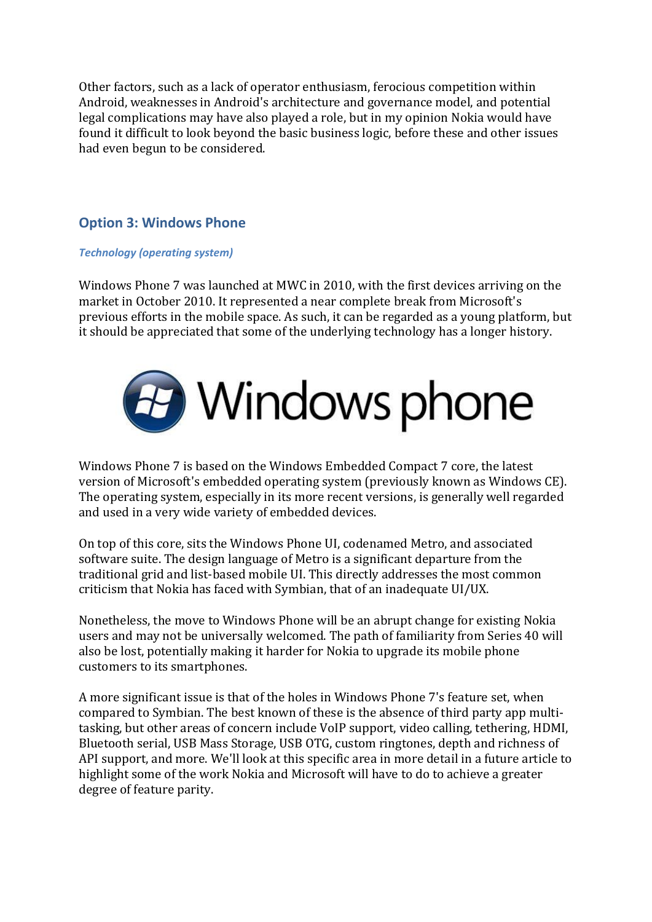Other factors, such as a lack of operator enthusiasm, ferocious competition within Android, weaknesses in Android's architecture and governance model, and potential legal complications may have also played a role, but in my opinion Nokia would have found it difficult to look beyond the basic business logic, before these and other issues had even begun to be considered.

## Option 3: Windows Phone

### *Technology (operating system)*

Windows Phone 7 was launched at MWC in 2010, with the first devices arriving on the market in October 2010. It represented a near complete break from Microsoft's previous efforts in the mobile space. As such, it can be regarded as a young platform, but it should be appreciated that some of the underlying technology has a longer history.

Windows Phone 7 is based on the Windows Embedded Compact 7 core, the latest version of Microsoft's embedded operating system (previously known as Windows CE). The operating system, especially in its more recent versions, is generally well regarded and used in a very wide variety of embedded devices.

On top of this core, sits the Windows Phone UI, codenamed Metro, and associated software suite. The design language of Metro is a significant departure from the traditional grid and list-based mobile UI. This directly addresses the most common criticism that Nokia has faced with Symbian, that of an inadequate UI/UX.

Nonetheless, the move to Windows Phone will be an abrupt change for existing Nokia users and may not be universally welcomed. The path of familiarity from Series 40 will also be lost, potentially making it harder for Nokia to upgrade its mobile phone customers to its smartphones.

A more significant issue is that of the holes in Windows Phone 7's feature set, when compared to Symbian. The best known of these is the absence of third party app multi-tasking, but other areas of concern include VoIP support, video calling, tethering, HDMI, Bluetooth serial, USB Mass Storage, USB OTG, custom ringtones, depth and richness of API support, and more. We'll look at this specific area in more detail in a future article to highlight some of the work Nokia and Microsoft will have to do to achieve a greater degree of feature parity.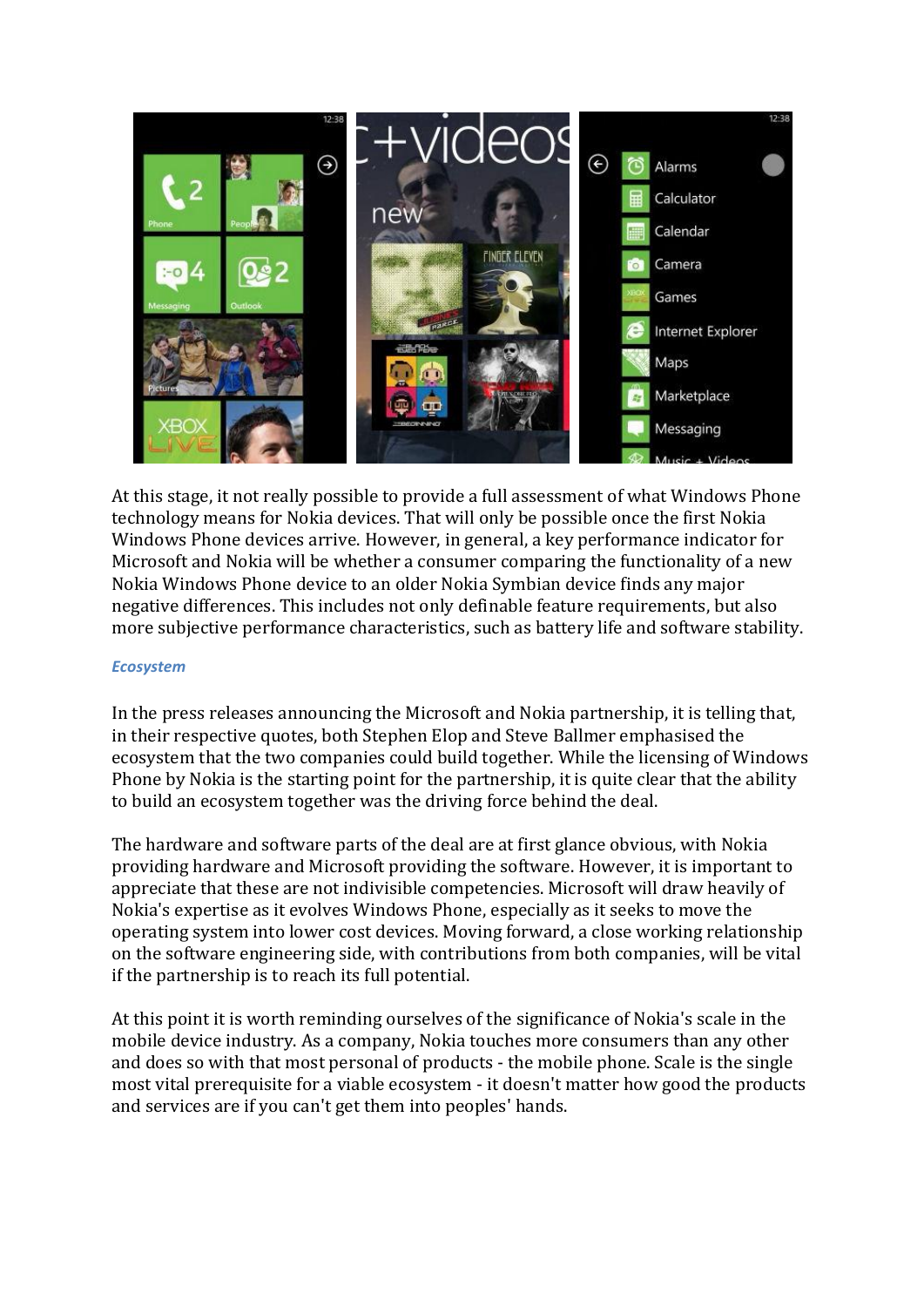At this stage, it not really possible to provide a full assessment of what Windows Phone technology means for Nokia devices. That will only be possible once the first Nokia Windows Phone devices arrive. However, in general, a key performance indicator for Microsoft and Nokia will be whether a consumer comparing the functionality of a new Nokia Windows Phone device to an older Nokia Symbian device finds any major negative differences. This includes not only definable feature requirements, but also more subjective performance characteristics, such as battery life and software stability.

***Ecosystem***

In the press releases announcing the Microsoft and Nokia partnership, it is telling that, in their respective quotes, both Stephen Elop and Steve Ballmer emphasised the ecosystem that the two companies could build together. While the licensing of Windows Phone by Nokia is the starting point for the partnership, it is quite clear that the ability to build an ecosystem together was the driving force behind the deal.

The hardware and software parts of the deal are at first glance obvious, with Nokia providing hardware and Microsoft providing the software. However, it is important to appreciate that these are not indivisible competencies. Microsoft will draw heavily of Nokia's expertise as it evolves Windows Phone, especially as it seeks to move the operating system into lower cost devices. Moving forward, a close working relationship on the software engineering side, with contributions from both companies, will be vital if the partnership is to reach its full potential.

At this point it is worth reminding ourselves of the significance of Nokia's scale in the mobile device industry. As a company, Nokia touches more consumers than any other and does so with that most personal of products - the mobile phone. Scale is the single most vital prerequisite for a viable ecosystem - it doesn't matter how good the products and services are if you can't get them into peoples' hands.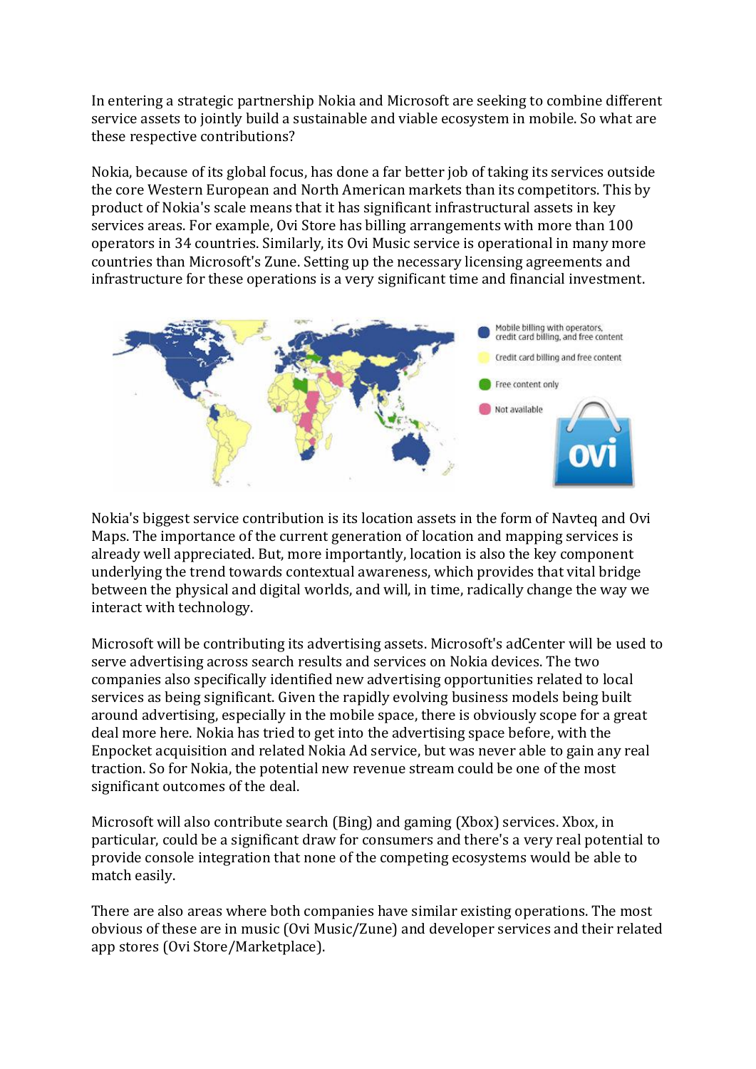In entering a strategic partnership Nokia and Microsoft are seeking to combine different service assets to jointly build a sustainable and viable ecosystem in mobile. So what are these respective contributions?

Nokia, because of its global focus, has done a far better job of taking its services outside the core Western European and North American markets than its competitors. This by product of Nokia's scale means that it has significant infrastructural assets in key services areas. For example, Ovi Store has billing arrangements with more than 100 operators in 34 countries. Similarly, its Ovi Music service is operational in many more countries than Microsoft's Zune. Setting up the necessary licensing agreements and infrastructure for these operations is a very significant time and financial investment.

Nokia's biggest service contribution is its location assets in the form of Navteq and Ovi Maps. The importance of the current generation of location and mapping services is already well appreciated. But, more importantly, location is also the key component underlying the trend towards contextual awareness, which provides that vital bridge between the physical and digital worlds, and will, in time, radically change the way we interact with technology.

Microsoft will be contributing its advertising assets. Microsoft's adCenter will be used to serve advertising across search results and services on Nokia devices. The two companies also specifically identified new advertising opportunities related to local services as being significant. Given the rapidly evolving business models being built around advertising, especially in the mobile space, there is obviously scope for a great deal more here. Nokia has tried to get into the advertising space before, with the Enpocket acquisition and related Nokia Ad service, but was never able to gain any real traction. So for Nokia, the potential new revenue stream could be one of the most significant outcomes of the deal.

Microsoft will also contribute search (Bing) and gaming (Xbox) services. Xbox, in particular, could be a significant draw for consumers and there's a very real potential to provide console integration that none of the competing ecosystems would be able to match easily.

There are also areas where both companies have similar existing operations. The most obvious of these are in music (Ovi Music/Zune) and developer services and their related app stores (Ovi Store/Marketplace).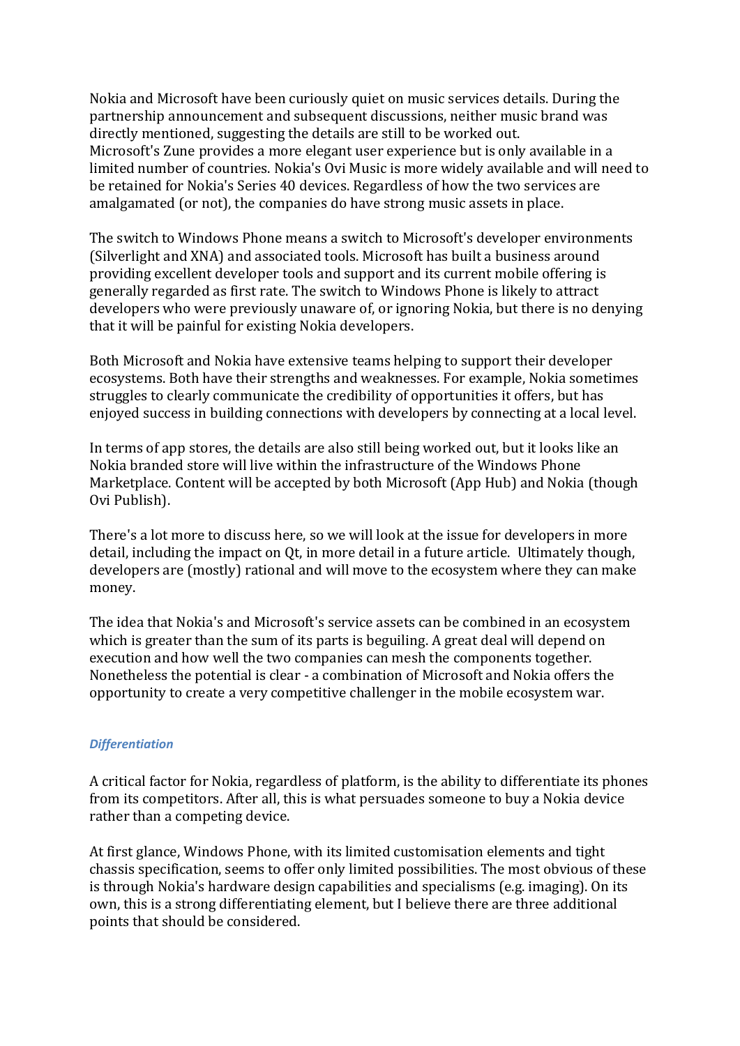Nokia and Microsoft have been curiously quiet on music services details. During the partnership announcement and subsequent discussions, neither music brand was directly mentioned, suggesting the details are still to be worked out.
Microsoft's Zune provides a more elegant user experience but is only available in a limited number of countries. Nokia's Ovi Music is more widely available and will need to be retained for Nokia's Series 40 devices. Regardless of how the two services are amalgamated (or not), the companies do have strong music assets in place.

The switch to Windows Phone means a switch to Microsoft's developer environments (Silverlight and XNA) and associated tools. Microsoft has built a business around providing excellent developer tools and support and its current mobile offering is generally regarded as first rate. The switch to Windows Phone is likely to attract developers who were previously unaware of, or ignoring Nokia, but there is no denying that it will be painful for existing Nokia developers.

Both Microsoft and Nokia have extensive teams helping to support their developer ecosystems. Both have their strengths and weaknesses. For example, Nokia sometimes struggles to clearly communicate the credibility of opportunities it offers, but has enjoyed success in building connections with developers by connecting at a local level.

In terms of app stores, the details are also still being worked out, but it looks like an Nokia branded store will live within the infrastructure of the Windows Phone Marketplace. Content will be accepted by both Microsoft (App Hub) and Nokia (though Ovi Publish).

There's a lot more to discuss here, so we will look at the issue for developers in more detail, including the impact on Qt, in more detail in a future article. Ultimately though, developers are (mostly) rational and will move to the ecosystem where they can make money.

The idea that Nokia's and Microsoft's service assets can be combined in an ecosystem which is greater than the sum of its parts is beguiling. A great deal will depend on execution and how well the two companies can mesh the components together. Nonetheless the potential is clear - a combination of Microsoft and Nokia offers the opportunity to create a very competitive challenger in the mobile ecosystem war.

### *Differentiation*

A critical factor for Nokia, regardless of platform, is the ability to differentiate its phones from its competitors. After all, this is what persuades someone to buy a Nokia device rather than a competing device.

At first glance, Windows Phone, with its limited customisation elements and tight chassis specification, seems to offer only limited possibilities. The most obvious of these is through Nokia's hardware design capabilities and specialisms (e.g. imaging). On its own, this is a strong differentiating element, but I believe there are three additional points that should be considered.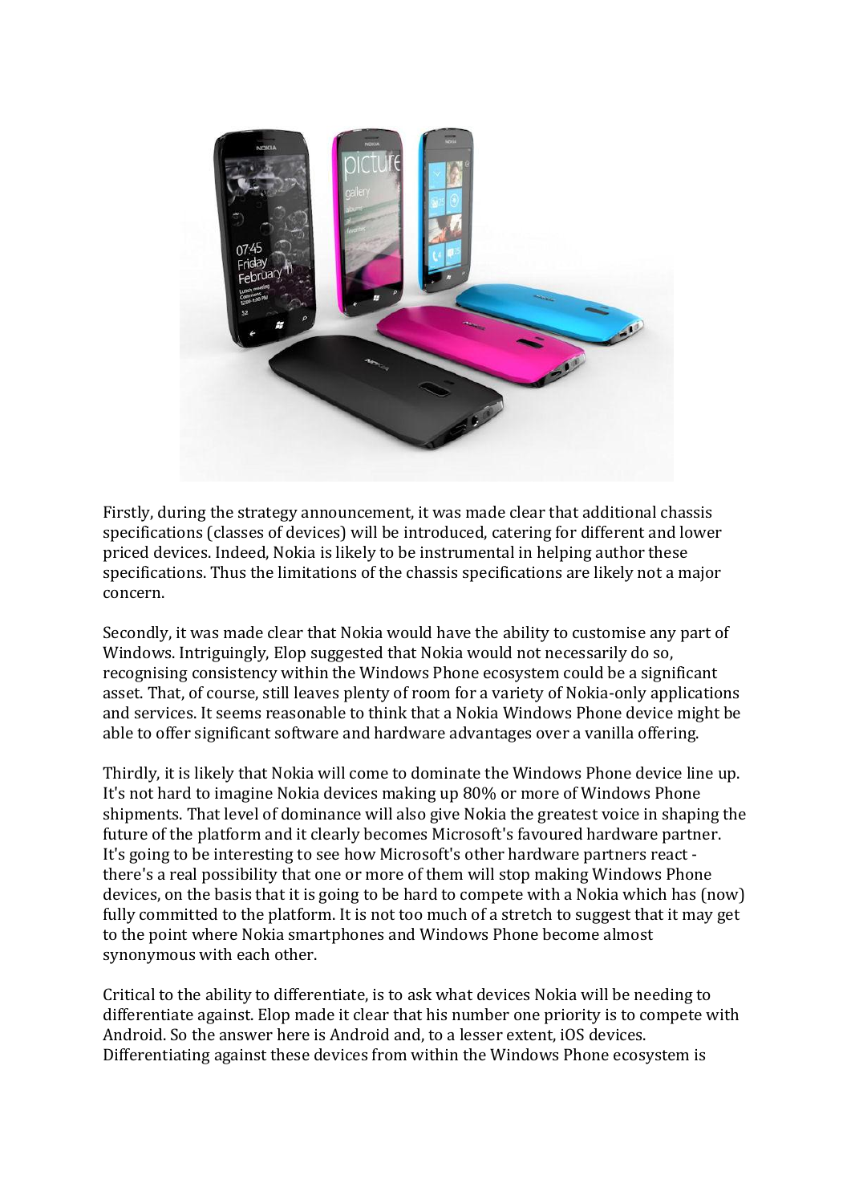Firstly, during the strategy announcement, it was made clear that additional chassis specifications (classes of devices) will be introduced, catering for different and lower priced devices. Indeed, Nokia is likely to be instrumental in helping author these specifications. Thus the limitations of the chassis specifications are likely not a major concern.

Secondly, it was made clear that Nokia would have the ability to customise any part of Windows. Intriguingly, Elop suggested that Nokia would not necessarily do so, recognising consistency within the Windows Phone ecosystem could be a significant asset. That, of course, still leaves plenty of room for a variety of Nokia-only applications and services. It seems reasonable to think that a Nokia Windows Phone device might be able to offer significant software and hardware advantages over a vanilla offering.

Thirdly, it is likely that Nokia will come to dominate the Windows Phone device line up. It's not hard to imagine Nokia devices making up 80% or more of Windows Phone shipments. That level of dominance will also give Nokia the greatest voice in shaping the future of the platform and it clearly becomes Microsoft's favoured hardware partner. It's going to be interesting to see how Microsoft's other hardware partners react - there's a real possibility that one or more of them will stop making Windows Phone devices, on the basis that it is going to be hard to compete with a Nokia which has (now) fully committed to the platform. It is not too much of a stretch to suggest that it may get to the point where Nokia smartphones and Windows Phone become almost synonymous with each other.

Critical to the ability to differentiate, is to ask what devices Nokia will be needing to differentiate against. Elop made it clear that his number one priority is to compete with Android. So the answer here is Android and, to a lesser extent, iOS devices. Differentiating against these devices from within the Windows Phone ecosystem is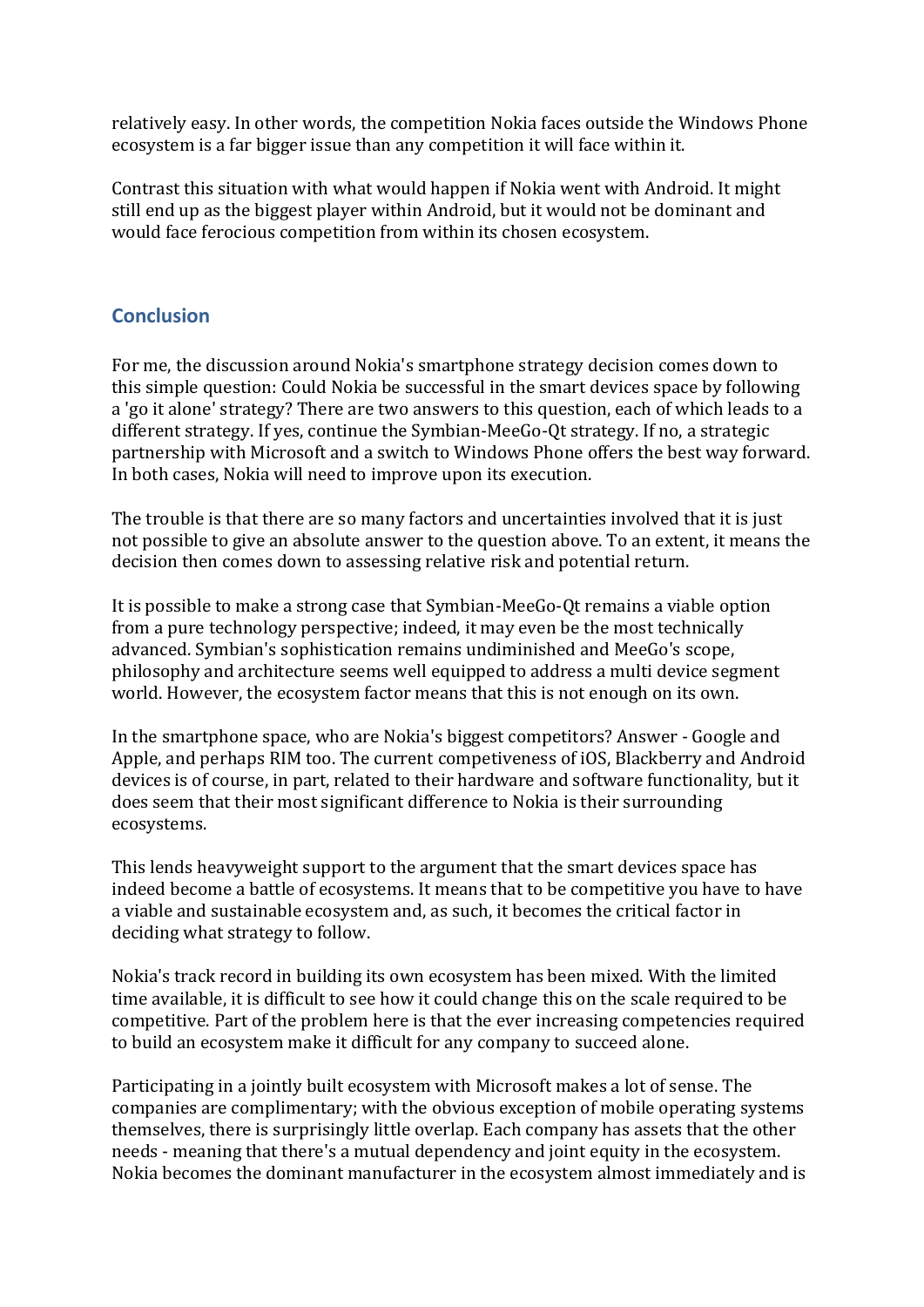relatively easy. In other words, the competition Nokia faces outside the Windows Phone ecosystem is a far bigger issue than any competition it will face within it.

Contrast this situation with what would happen if Nokia went with Android. It might still end up as the biggest player within Android, but it would not be dominant and would face ferocious competition from within its chosen ecosystem.

## Conclusion

For me, the discussion around Nokia's smartphone strategy decision comes down to this simple question: Could Nokia be successful in the smart devices space by following a 'go it alone' strategy? There are two answers to this question, each of which leads to a different strategy. If yes, continue the Symbian-MeeGo-Qt strategy. If no, a strategic partnership with Microsoft and a switch to Windows Phone offers the best way forward. In both cases, Nokia will need to improve upon its execution.

The trouble is that there are so many factors and uncertainties involved that it is just not possible to give an absolute answer to the question above. To an extent, it means the decision then comes down to assessing relative risk and potential return.

It is possible to make a strong case that Symbian-MeeGo-Qt remains a viable option from a pure technology perspective; indeed, it may even be the most technically advanced. Symbian's sophistication remains undiminished and MeeGo's scope, philosophy and architecture seems well equipped to address a multi device segment world. However, the ecosystem factor means that this is not enough on its own.

In the smartphone space, who are Nokia's biggest competitors? Answer - Google and Apple, and perhaps RIM too. The current competiveness of iOS, Blackberry and Android devices is of course, in part, related to their hardware and software functionality, but it does seem that their most significant difference to Nokia is their surrounding ecosystems.

This lends heavyweight support to the argument that the smart devices space has indeed become a battle of ecosystems. It means that to be competitive you have to have a viable and sustainable ecosystem and, as such, it becomes the critical factor in deciding what strategy to follow.

Nokia's track record in building its own ecosystem has been mixed. With the limited time available, it is difficult to see how it could change this on the scale required to be competitive. Part of the problem here is that the ever increasing competencies required to build an ecosystem make it difficult for any company to succeed alone.

Participating in a jointly built ecosystem with Microsoft makes a lot of sense. The companies are complimentary; with the obvious exception of mobile operating systems themselves, there is surprisingly little overlap. Each company has assets that the other needs - meaning that there's a mutual dependency and joint equity in the ecosystem. Nokia becomes the dominant manufacturer in the ecosystem almost immediately and is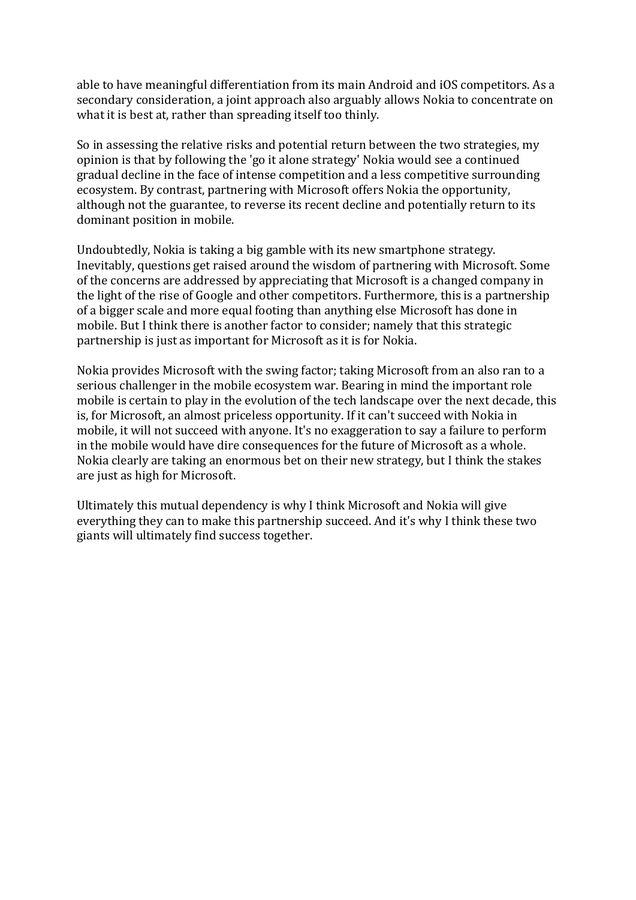able to have meaningful differentiation from its main Android and iOS competitors. As a secondary consideration, a joint approach also arguably allows Nokia to concentrate on what it is best at, rather than spreading itself too thinly.

So in assessing the relative risks and potential return between the two strategies, my opinion is that by following the 'go it alone strategy' Nokia would see a continued gradual decline in the face of intense competition and a less competitive surrounding ecosystem. By contrast, partnering with Microsoft offers Nokia the opportunity, although not the guarantee, to reverse its recent decline and potentially return to its dominant position in mobile.

Undoubtedly, Nokia is taking a big gamble with its new smartphone strategy. Inevitably, questions get raised around the wisdom of partnering with Microsoft. Some of the concerns are addressed by appreciating that Microsoft is a changed company in the light of the rise of Google and other competitors. Furthermore, this is a partnership of a bigger scale and more equal footing than anything else Microsoft has done in mobile. But I think there is another factor to consider; namely that this strategic partnership is just as important for Microsoft as it is for Nokia.

Nokia provides Microsoft with the swing factor; taking Microsoft from an also ran to a serious challenger in the mobile ecosystem war. Bearing in mind the important role mobile is certain to play in the evolution of the tech landscape over the next decade, this is, for Microsoft, an almost priceless opportunity. If it can't succeed with Nokia in mobile, it will not succeed with anyone. It's no exaggeration to say a failure to perform in the mobile would have dire consequences for the future of Microsoft as a whole. Nokia clearly are taking an enormous bet on their new strategy, but I think the stakes are just as high for Microsoft.

Ultimately this mutual dependency is why I think Microsoft and Nokia will give everything they can to make this partnership succeed. And it's why I think these two giants will ultimately find success together.